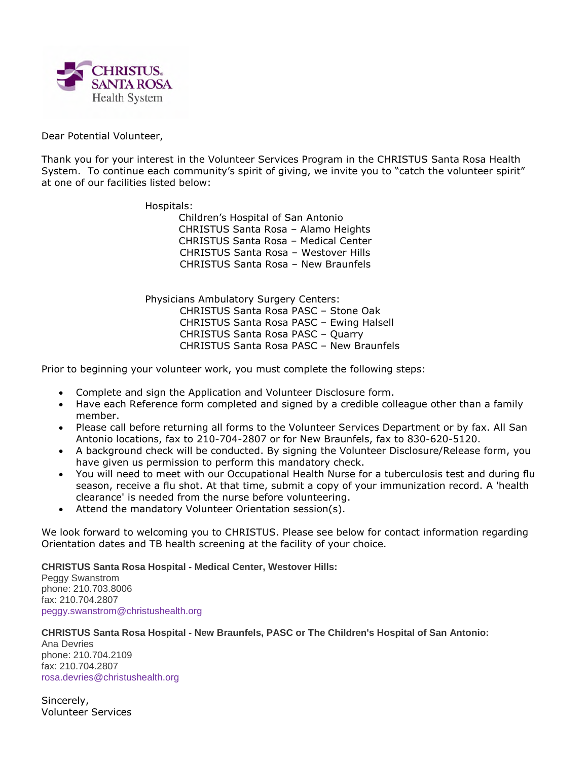CHRISTUS SANTA ROSA Health System

Dear Potential Volunteer,

Thank you for your interest in the Volunteer Services Program in the CHRISTUS Santa Rosa Health System. To continue each community's spirit of giving, we invite you to "catch the volunteer spirit" at one of our facilities listed below:

Hospitals:
- Children's Hospital of San Antonio
- CHRISTUS Santa Rosa – Alamo Heights
- CHRISTUS Santa Rosa – Medical Center
- CHRISTUS Santa Rosa – Westover Hills
- CHRISTUS Santa Rosa – New Braunfels

Physicians Ambulatory Surgery Centers:
- CHRISTUS Santa Rosa PASC – Stone Oak
- CHRISTUS Santa Rosa PASC – Ewing Halsell
- CHRISTUS Santa Rosa PASC – Quarry
- CHRISTUS Santa Rosa PASC – New Braunfels

Prior to beginning your volunteer work, you must complete the following steps:

- Complete and sign the Application and Volunteer Disclosure form.
- Have each Reference form completed and signed by a credible colleague other than a family member.
- Please call before returning all forms to the Volunteer Services Department or by fax. All San Antonio locations, fax to 210-704-2807 or for New Braunfels, fax to 830-620-5120.
- A background check will be conducted. By signing the Volunteer Disclosure/Release form, you have given us permission to perform this mandatory check.
- You will need to meet with our Occupational Health Nurse for a tuberculosis test and during flu season, receive a flu shot. At that time, submit a copy of your immunization record. A 'health clearance' is needed from the nurse before volunteering.
- Attend the mandatory Volunteer Orientation session(s).

We look forward to welcoming you to CHRISTUS. Please see below for contact information regarding Orientation dates and TB health screening at the facility of your choice.

**CHRISTUS Santa Rosa Hospital - Medical Center, Westover Hills:**
Peggy Swanstrom
phone: 210.703.8006
fax: 210.704.2807
peggy.swanstrom@christushealth.org

**CHRISTUS Santa Rosa Hospital - New Braunfels, PASC or The Children's Hospital of San Antonio:**
Ana Devries
phone: 210.704.2109
fax: 210.704.2807
rosa.devries@christushealth.org

Sincerely,
Volunteer Services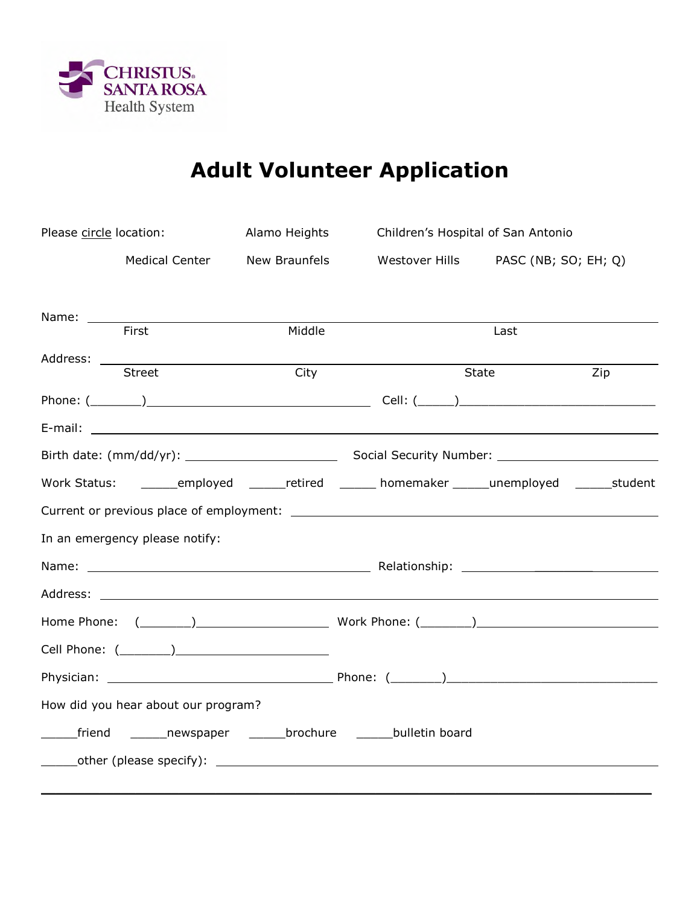CHRISTUS SANTA ROSA Health System

# Adult Volunteer Application

Please circle location: Alamo Heights Children's Hospital of San Antonio

Medical Center New Braunfels Westover Hills PASC (NB; SO; EH; Q)

Name: ________________________________________________
First Middle Last

Address: ________________________________________________
Street City State Zip

Phone: (_______)________________________________ Cell: (_____)___________________________

E-mail: ________________________________________________

Birth date: (mm/dd/yr): ______________________ Social Security Number: _______________________

Work Status: _____employed _____retired _____ homemaker _____unemployed _____student

Current or previous place of employment: ________________________________________________

In an emergency please notify:

Name: ________________________________________ Relationship: ____________________

Address: ________________________________________________

Home Phone: (_______)___________________ Work Phone: (_______)_________________________

Cell Phone: (_______)_____________________

Physician: _________________________________ Phone: (_______)___________________________

How did you hear about our program?

_____friend _____newspaper _____brochure _____bulletin board

_____other (please specify): ________________________________________________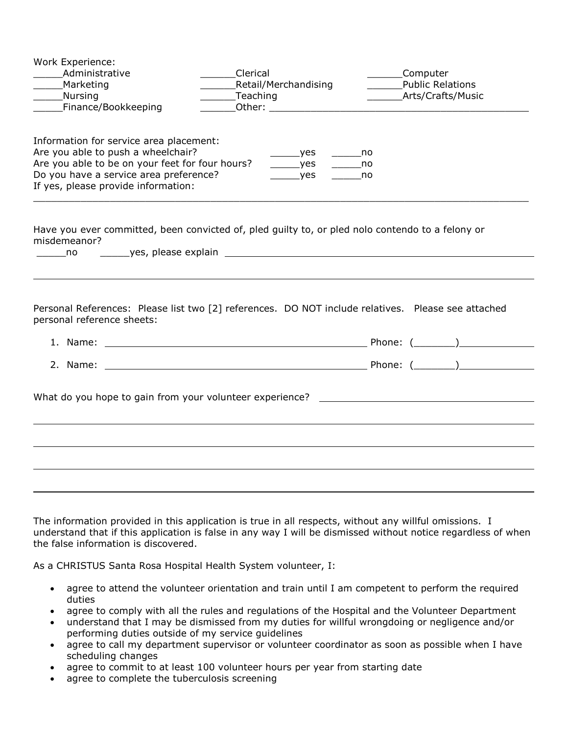Work Experience:

| | | |
|---|---|---|
| _____Administrative | ______Clerical | ______Computer |
| _____Marketing | ______Retail/Merchandising | ______Public Relations |
| _____Nursing | ______Teaching | ______Arts/Crafts/Music |
| _____Finance/Bookkeeping | ______Other: ______________________________________________ | |

Information for service area placement:

Are you able to push a wheelchair? _____yes _____no

Are you able to be on your feet for four hours? _____yes _____no

Do you have a service area preference? _____yes _____no

If yes, please provide information:

______________________________________________________________________________

Have you ever committed, been convicted of, pled guilty to, or pled nolo contendo to a felony or misdemeanor?

_____no _____yes, please explain ______________________________________________________

______________________________________________________________________________

Personal References: Please list two [2] references. DO NOT include relatives. Please see attached personal reference sheets:

1. Name: ______________________________________________ Phone: (_______)____________
2. Name: ______________________________________________ Phone: (_______)____________

What do you hope to gain from your volunteer experience? ____________________________________

______________________________________________________________________________

______________________________________________________________________________

______________________________________________________________________________

______________________________________________________________________________

The information provided in this application is true in all respects, without any willful omissions. I understand that if this application is false in any way I will be dismissed without notice regardless of when the false information is discovered.

As a CHRISTUS Santa Rosa Hospital Health System volunteer, I:

- agree to attend the volunteer orientation and train until I am competent to perform the required duties
- agree to comply with all the rules and regulations of the Hospital and the Volunteer Department
- understand that I may be dismissed from my duties for willful wrongdoing or negligence and/or performing duties outside of my service guidelines
- agree to call my department supervisor or volunteer coordinator as soon as possible when I have scheduling changes
- agree to commit to at least 100 volunteer hours per year from starting date
- agree to complete the tuberculosis screening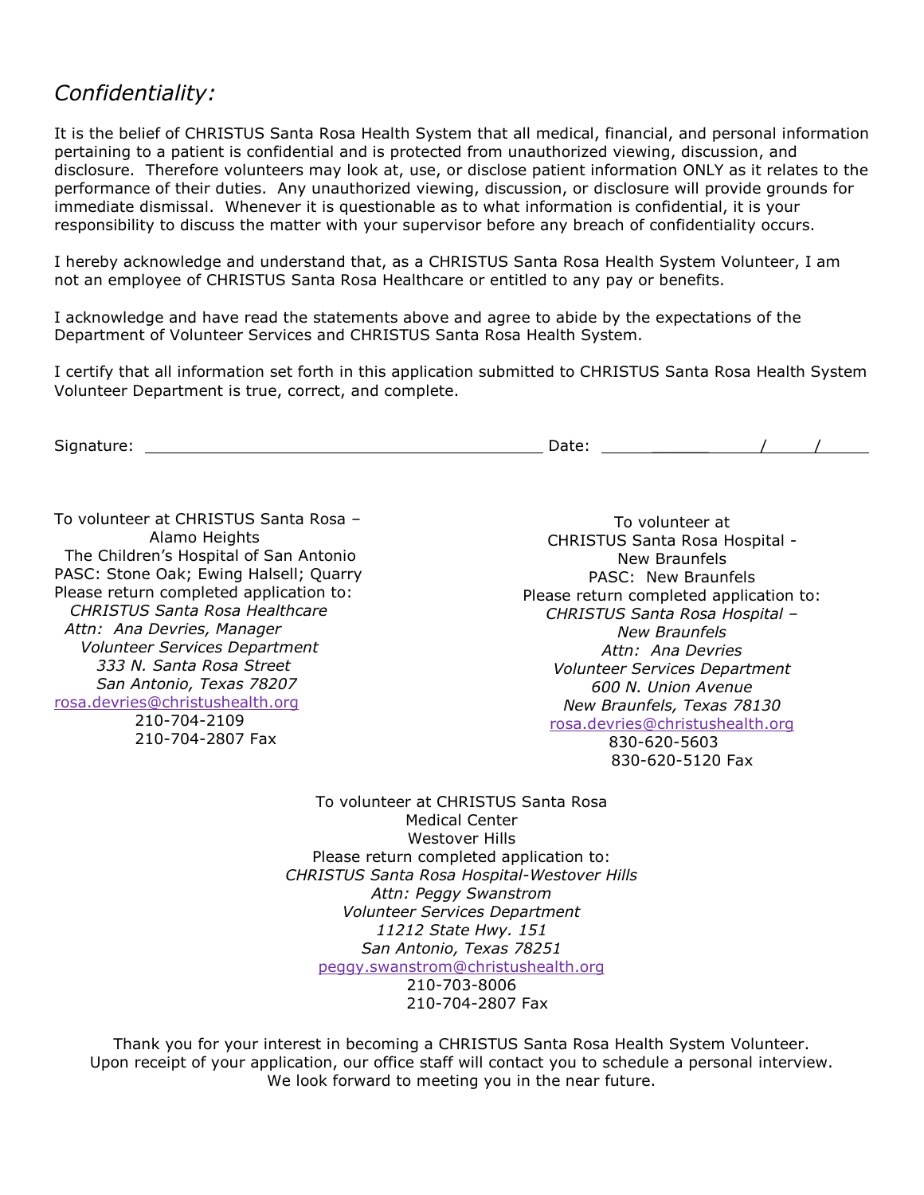## *Confidentiality:*

It is the belief of CHRISTUS Santa Rosa Health System that all medical, financial, and personal information pertaining to a patient is confidential and is protected from unauthorized viewing, discussion, and disclosure. Therefore volunteers may look at, use, or disclose patient information ONLY as it relates to the performance of their duties. Any unauthorized viewing, discussion, or disclosure will provide grounds for immediate dismissal. Whenever it is questionable as to what information is confidential, it is your responsibility to discuss the matter with your supervisor before any breach of confidentiality occurs.

I hereby acknowledge and understand that, as a CHRISTUS Santa Rosa Health System Volunteer, I am not an employee of CHRISTUS Santa Rosa Healthcare or entitled to any pay or benefits.

I acknowledge and have read the statements above and agree to abide by the expectations of the Department of Volunteer Services and CHRISTUS Santa Rosa Health System.

I certify that all information set forth in this application submitted to CHRISTUS Santa Rosa Health System Volunteer Department is true, correct, and complete.

Signature: ___________________________________________ Date: ____________/_____/_____

To volunteer at CHRISTUS Santa Rosa – Alamo Heights
The Children's Hospital of San Antonio
PASC: Stone Oak; Ewing Halsell; Quarry
Please return completed application to:
*CHRISTUS Santa Rosa Healthcare*
*Attn: Ana Devries, Manager*
*Volunteer Services Department*
*333 N. Santa Rosa Street*
*San Antonio, Texas 78207*
rosa.devries@christushealth.org
210-704-2109
210-704-2807 Fax

To volunteer at
CHRISTUS Santa Rosa Hospital - New Braunfels
PASC: New Braunfels
Please return completed application to:
*CHRISTUS Santa Rosa Hospital – New Braunfels*
*Attn: Ana Devries*
*Volunteer Services Department*
*600 N. Union Avenue*
*New Braunfels, Texas 78130*
rosa.devries@christushealth.org
830-620-5603
830-620-5120 Fax

To volunteer at CHRISTUS Santa Rosa Medical Center
Westover Hills
Please return completed application to:
*CHRISTUS Santa Rosa Hospital-Westover Hills*
*Attn: Peggy Swanstrom*
*Volunteer Services Department*
*11212 State Hwy. 151*
*San Antonio, Texas 78251*
peggy.swanstrom@christushealth.org
210-703-8006
210-704-2807 Fax

Thank you for your interest in becoming a CHRISTUS Santa Rosa Health System Volunteer.
Upon receipt of your application, our office staff will contact you to schedule a personal interview.
We look forward to meeting you in the near future.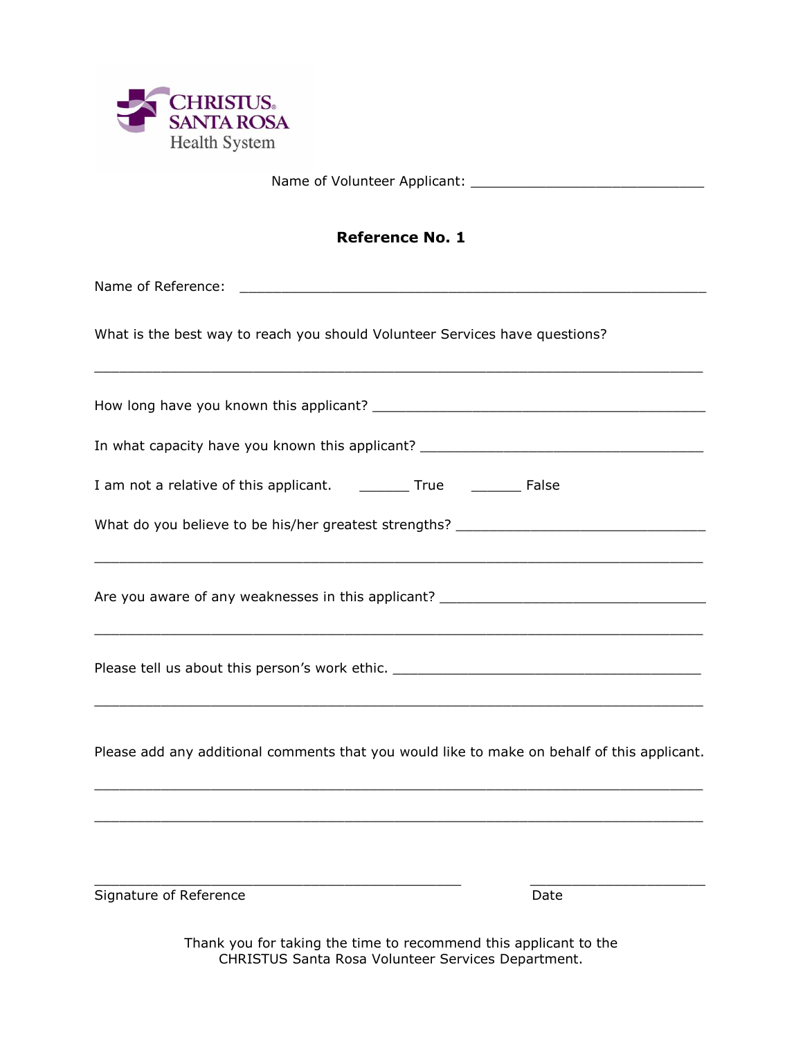CHRISTUS® SANTA ROSA Health System

Name of Volunteer Applicant: ______________________________

## Reference No. 1

Name of Reference: ____________________________________________________________

What is the best way to reach you should Volunteer Services have questions?

_____________________________________________________________________________

How long have you known this applicant? __________________________________________

In what capacity have you known this applicant? ___________________________________

I am not a relative of this applicant. _______ True _______ False

What do you believe to be his/her greatest strengths? _______________________________

_____________________________________________________________________________

Are you aware of any weaknesses in this applicant? _________________________________

_____________________________________________________________________________

Please tell us about this person's work ethic. _______________________________________

_____________________________________________________________________________

Please add any additional comments that you would like to make on behalf of this applicant.

_____________________________________________________________________________

_____________________________________________________________________________

_______________________________________________ _______________________

Signature of Reference Date

Thank you for taking the time to recommend this applicant to the CHRISTUS Santa Rosa Volunteer Services Department.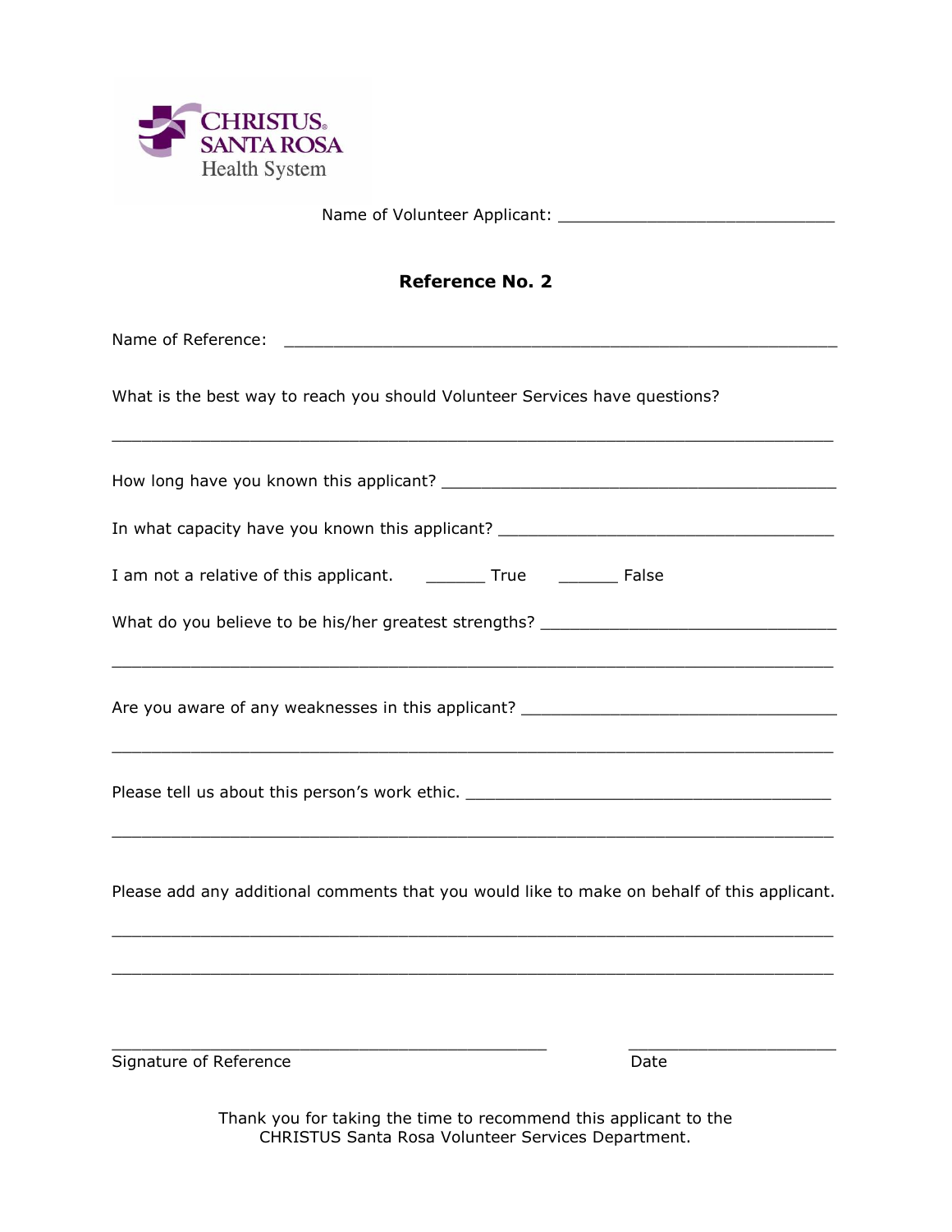CHRISTUS SANTA ROSA Health System

Name of Volunteer Applicant: ______________________________

**Reference No. 2**

Name of Reference: ____________________________________________________________

What is the best way to reach you should Volunteer Services have questions?

_______________________________________________________________________________

How long have you known this applicant? ______________________________________

In what capacity have you known this applicant? ________________________________

I am not a relative of this applicant. ______ True ______ False

What do you believe to be his/her greatest strengths? ____________________________

_______________________________________________________________________________

Are you aware of any weaknesses in this applicant? ______________________________

_______________________________________________________________________________

Please tell us about this person's work ethic. ___________________________________

_______________________________________________________________________________

Please add any additional comments that you would like to make on behalf of this applicant.

_______________________________________________________________________________

_______________________________________________________________________________

_______________________________________________ ______________________

Signature of Reference Date

Thank you for taking the time to recommend this applicant to the CHRISTUS Santa Rosa Volunteer Services Department.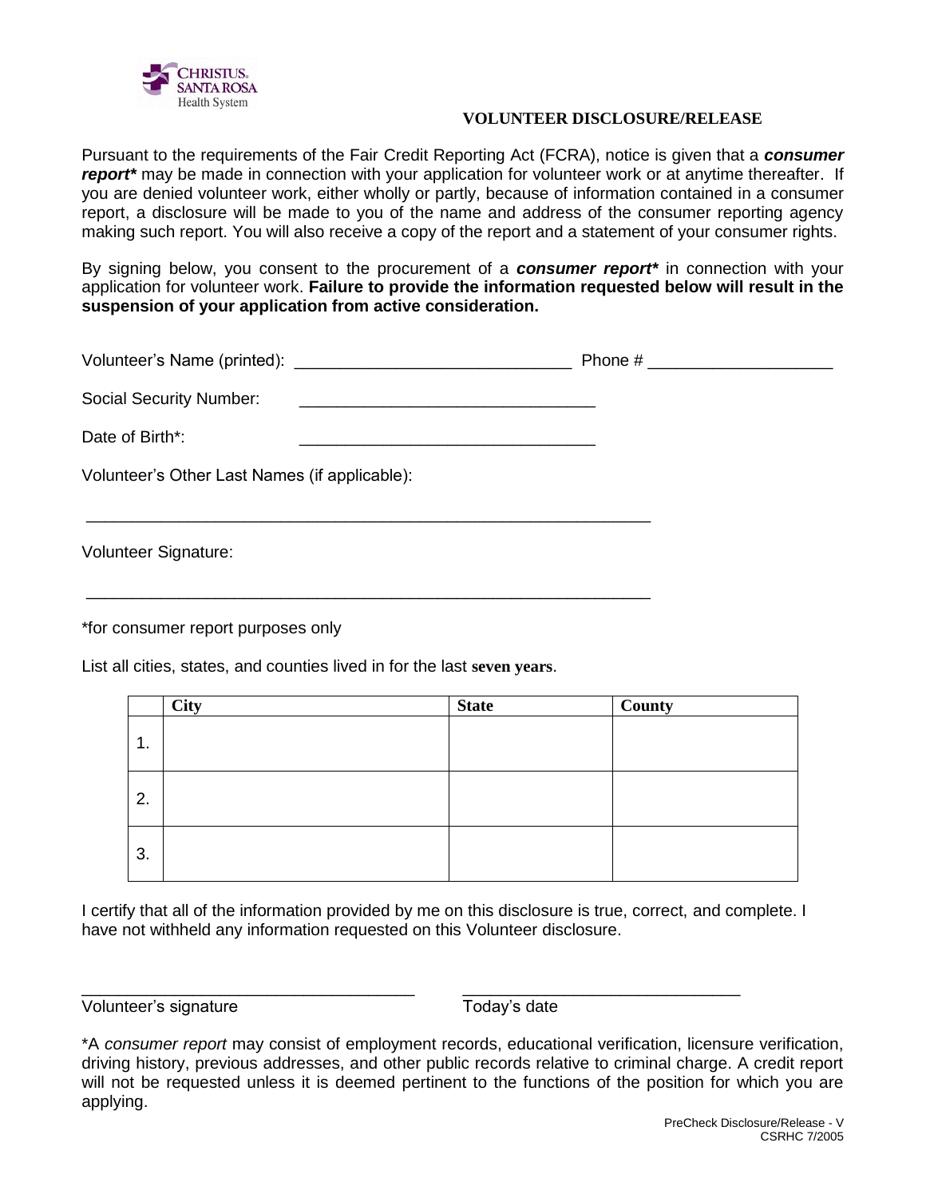CHRISTUS. SANTA ROSA Health System

## VOLUNTEER DISCLOSURE/RELEASE

Pursuant to the requirements of the Fair Credit Reporting Act (FCRA), notice is given that a ***consumer report**** may be made in connection with your application for volunteer work or at anytime thereafter. If you are denied volunteer work, either wholly or partly, because of information contained in a consumer report, a disclosure will be made to you of the name and address of the consumer reporting agency making such report. You will also receive a copy of the report and a statement of your consumer rights.

By signing below, you consent to the procurement of a ***consumer report**** in connection with your application for volunteer work. **Failure to provide the information requested below will result in the suspension of your application from active consideration.**

Volunteer's Name (printed): ______________________________ Phone # ____________________

Social Security Number: ________________________________

Date of Birth*: ________________________________

Volunteer's Other Last Names (if applicable):

______________________________________________________________

Volunteer Signature:

______________________________________________________________

*for consumer report purposes only

List all cities, states, and counties lived in for the last **seven years**.

| | City | State | County |
|---|---|---|---|
| 1. | | | |
| 2. | | | |
| 3. | | | |

I certify that all of the information provided by me on this disclosure is true, correct, and complete. I have not withheld any information requested on this Volunteer disclosure.

____________________________________ ______________________________

Volunteer's signature Today's date

*A *consumer report* may consist of employment records, educational verification, licensure verification, driving history, previous addresses, and other public records relative to criminal charge. A credit report will not be requested unless it is deemed pertinent to the functions of the position for which you are applying.

PreCheck Disclosure/Release - V
CSRHC 7/2005